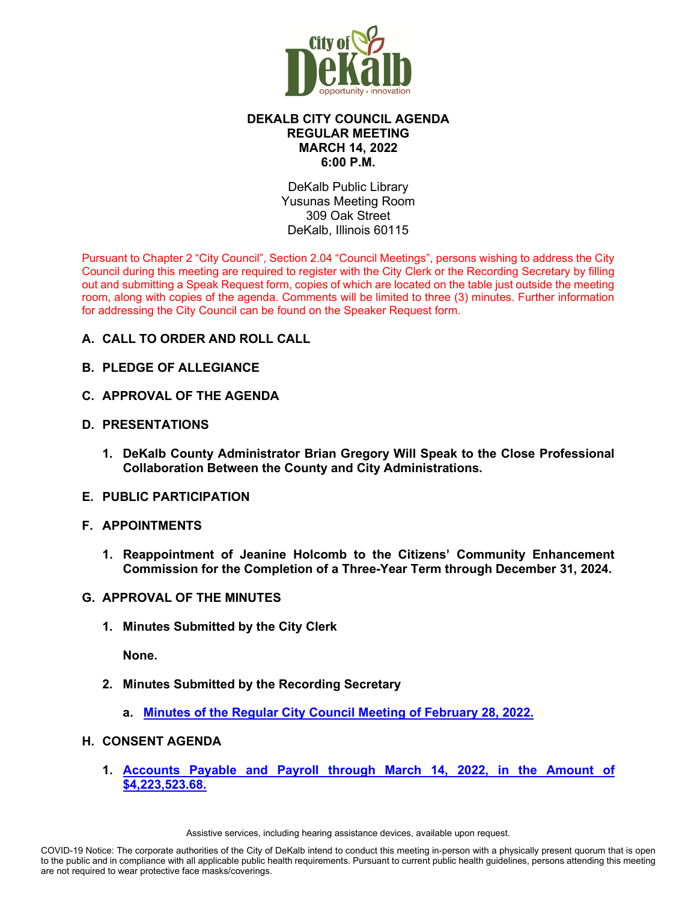# DEKALB CITY COUNCIL AGENDA
## REGULAR MEETING
## MARCH 14, 2022
## 6:00 P.M.

DeKalb Public Library
Yusunas Meeting Room
309 Oak Street
DeKalb, Illinois 60115

Pursuant to Chapter 2 "City Council", Section 2.04 "Council Meetings", persons wishing to address the City Council during this meeting are required to register with the City Clerk or the Recording Secretary by filling out and submitting a Speak Request form, copies of which are located on the table just outside the meeting room, along with copies of the agenda. Comments will be limited to three (3) minutes. Further information for addressing the City Council can be found on the Speaker Request form.

**A. CALL TO ORDER AND ROLL CALL**

**B. PLEDGE OF ALLEGIANCE**

**C. APPROVAL OF THE AGENDA**

**D. PRESENTATIONS**

1. **DeKalb County Administrator Brian Gregory Will Speak to the Close Professional Collaboration Between the County and City Administrations.**

**E. PUBLIC PARTICIPATION**

**F. APPOINTMENTS**

1. **Reappointment of Jeanine Holcomb to the Citizens' Community Enhancement Commission for the Completion of a Three-Year Term through December 31, 2024.**

**G. APPROVAL OF THE MINUTES**

1. **Minutes Submitted by the City Clerk**

   **None.**

2. **Minutes Submitted by the Recording Secretary**

   a. **Minutes of the Regular City Council Meeting of February 28, 2022.**

**H. CONSENT AGENDA**

1. **Accounts Payable and Payroll through March 14, 2022, in the Amount of $4,223,523.68.**

Assistive services, including hearing assistance devices, available upon request.

COVID-19 Notice: The corporate authorities of the City of DeKalb intend to conduct this meeting in-person with a physically present quorum that is open to the public and in compliance with all applicable public health requirements. Pursuant to current public health guidelines, persons attending this meeting are not required to wear protective face masks/coverings.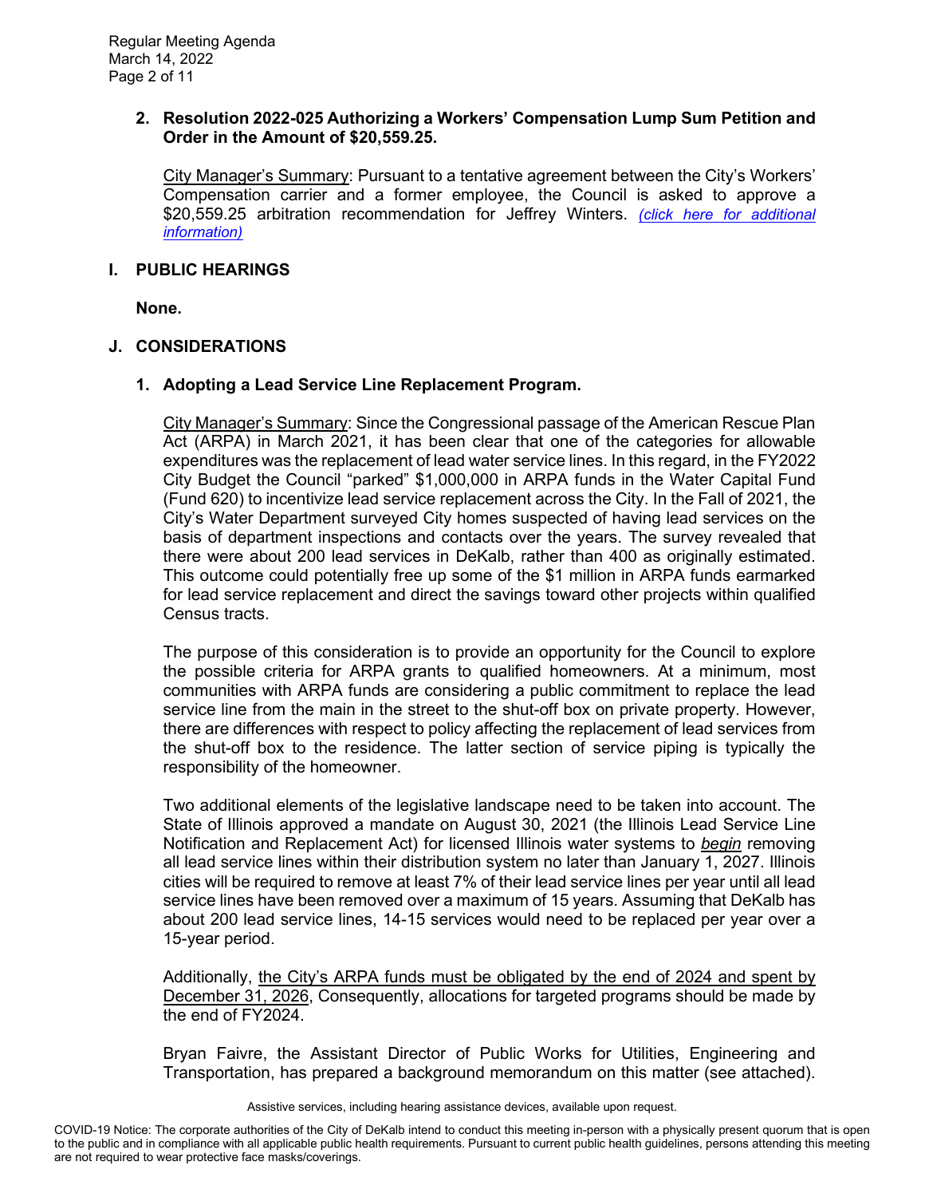**2. Resolution 2022-025 Authorizing a Workers' Compensation Lump Sum Petition and Order in the Amount of $20,559.25.**

City Manager's Summary: Pursuant to a tentative agreement between the City's Workers' Compensation carrier and a former employee, the Council is asked to approve a $20,559.25 arbitration recommendation for Jeffrey Winters. *(click here for additional information)*

## I. PUBLIC HEARINGS

**None.**

## J. CONSIDERATIONS

**1. Adopting a Lead Service Line Replacement Program.**

City Manager's Summary: Since the Congressional passage of the American Rescue Plan Act (ARPA) in March 2021, it has been clear that one of the categories for allowable expenditures was the replacement of lead water service lines. In this regard, in the FY2022 City Budget the Council "parked" $1,000,000 in ARPA funds in the Water Capital Fund (Fund 620) to incentivize lead service replacement across the City. In the Fall of 2021, the City's Water Department surveyed City homes suspected of having lead services on the basis of department inspections and contacts over the years. The survey revealed that there were about 200 lead services in DeKalb, rather than 400 as originally estimated. This outcome could potentially free up some of the $1 million in ARPA funds earmarked for lead service replacement and direct the savings toward other projects within qualified Census tracts.

The purpose of this consideration is to provide an opportunity for the Council to explore the possible criteria for ARPA grants to qualified homeowners. At a minimum, most communities with ARPA funds are considering a public commitment to replace the lead service line from the main in the street to the shut-off box on private property. However, there are differences with respect to policy affecting the replacement of lead services from the shut-off box to the residence. The latter section of service piping is typically the responsibility of the homeowner.

Two additional elements of the legislative landscape need to be taken into account. The State of Illinois approved a mandate on August 30, 2021 (the Illinois Lead Service Line Notification and Replacement Act) for licensed Illinois water systems to *begin* removing all lead service lines within their distribution system no later than January 1, 2027. Illinois cities will be required to remove at least 7% of their lead service lines per year until all lead service lines have been removed over a maximum of 15 years. Assuming that DeKalb has about 200 lead service lines, 14-15 services would need to be replaced per year over a 15-year period.

Additionally, the City's ARPA funds must be obligated by the end of 2024 and spent by December 31, 2026, Consequently, allocations for targeted programs should be made by the end of FY2024.

Bryan Faivre, the Assistant Director of Public Works for Utilities, Engineering and Transportation, has prepared a background memorandum on this matter (see attached).

Assistive services, including hearing assistance devices, available upon request.

COVID-19 Notice: The corporate authorities of the City of DeKalb intend to conduct this meeting in-person with a physically present quorum that is open to the public and in compliance with all applicable public health requirements. Pursuant to current public health guidelines, persons attending this meeting are not required to wear protective face masks/coverings.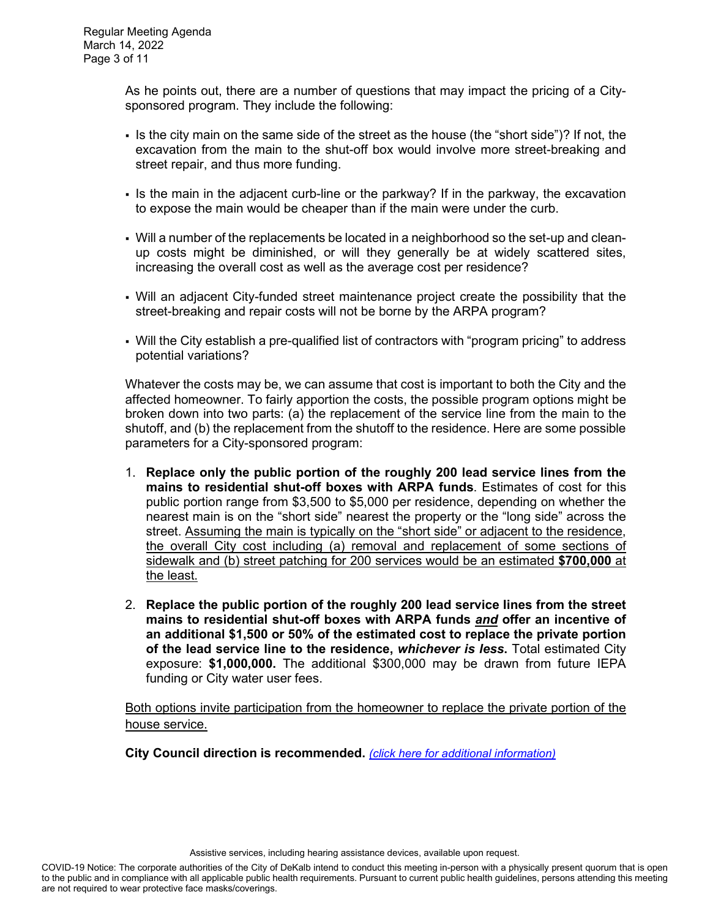As he points out, there are a number of questions that may impact the pricing of a City-sponsored program. They include the following:

- Is the city main on the same side of the street as the house (the "short side")? If not, the excavation from the main to the shut-off box would involve more street-breaking and street repair, and thus more funding.
- Is the main in the adjacent curb-line or the parkway? If in the parkway, the excavation to expose the main would be cheaper than if the main were under the curb.
- Will a number of the replacements be located in a neighborhood so the set-up and clean-up costs might be diminished, or will they generally be at widely scattered sites, increasing the overall cost as well as the average cost per residence?
- Will an adjacent City-funded street maintenance project create the possibility that the street-breaking and repair costs will not be borne by the ARPA program?
- Will the City establish a pre-qualified list of contractors with "program pricing" to address potential variations?

Whatever the costs may be, we can assume that cost is important to both the City and the affected homeowner. To fairly apportion the costs, the possible program options might be broken down into two parts: (a) the replacement of the service line from the main to the shutoff, and (b) the replacement from the shutoff to the residence. Here are some possible parameters for a City-sponsored program:

1. **Replace only the public portion of the roughly 200 lead service lines from the mains to residential shut-off boxes with ARPA funds**. Estimates of cost for this public portion range from $3,500 to $5,000 per residence, depending on whether the nearest main is on the "short side" nearest the property or the "long side" across the street. <u>Assuming the main is typically on the "short side" or adjacent to the residence, the overall City cost including (a) removal and replacement of some sections of sidewalk and (b) street patching for 200 services would be an estimated **$700,000** at the least.</u>

2. **Replace the public portion of the roughly 200 lead service lines from the street mains to residential shut-off boxes with ARPA funds *<u>and</u>* offer an incentive of an additional $1,500 or 50% of the estimated cost to replace the private portion of the lead service line to the residence, *whichever is less.*** Total estimated City exposure: **$1,000,000.** The additional $300,000 may be drawn from future IEPA funding or City water user fees.

<u>Both options invite participation from the homeowner to replace the private portion of the house service.</u>

**City Council direction is recommended.** *[(click here for additional information)]*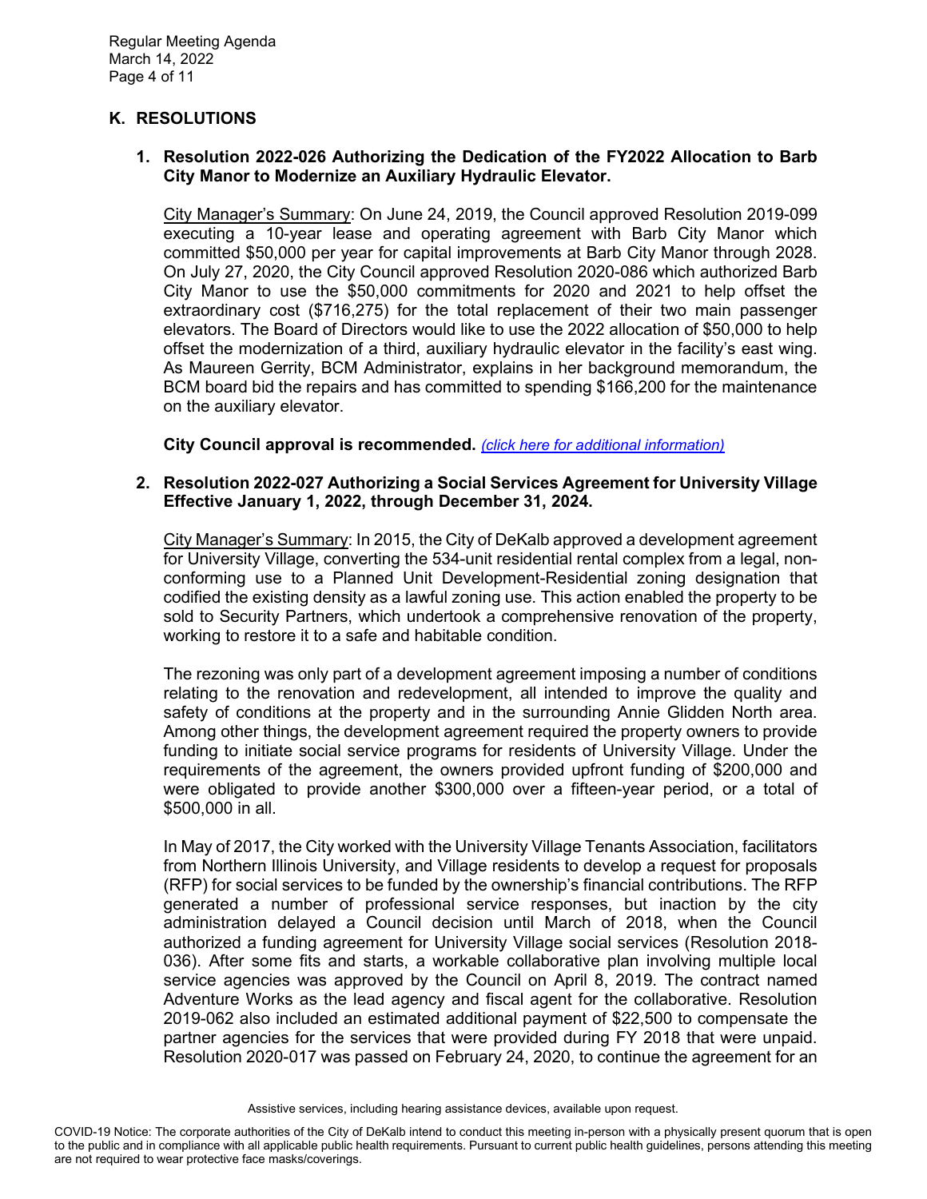## K. RESOLUTIONS

### 1. Resolution 2022-026 Authorizing the Dedication of the FY2022 Allocation to Barb City Manor to Modernize an Auxiliary Hydraulic Elevator.

City Manager's Summary: On June 24, 2019, the Council approved Resolution 2019-099 executing a 10-year lease and operating agreement with Barb City Manor which committed $50,000 per year for capital improvements at Barb City Manor through 2028. On July 27, 2020, the City Council approved Resolution 2020-086 which authorized Barb City Manor to use the $50,000 commitments for 2020 and 2021 to help offset the extraordinary cost ($716,275) for the total replacement of their two main passenger elevators. The Board of Directors would like to use the 2022 allocation of $50,000 to help offset the modernization of a third, auxiliary hydraulic elevator in the facility's east wing. As Maureen Gerrity, BCM Administrator, explains in her background memorandum, the BCM board bid the repairs and has committed to spending $166,200 for the maintenance on the auxiliary elevator.

**City Council approval is recommended.** *(click here for additional information)*

### 2. Resolution 2022-027 Authorizing a Social Services Agreement for University Village Effective January 1, 2022, through December 31, 2024.

City Manager's Summary: In 2015, the City of DeKalb approved a development agreement for University Village, converting the 534-unit residential rental complex from a legal, non-conforming use to a Planned Unit Development-Residential zoning designation that codified the existing density as a lawful zoning use. This action enabled the property to be sold to Security Partners, which undertook a comprehensive renovation of the property, working to restore it to a safe and habitable condition.

The rezoning was only part of a development agreement imposing a number of conditions relating to the renovation and redevelopment, all intended to improve the quality and safety of conditions at the property and in the surrounding Annie Glidden North area. Among other things, the development agreement required the property owners to provide funding to initiate social service programs for residents of University Village. Under the requirements of the agreement, the owners provided upfront funding of $200,000 and were obligated to provide another $300,000 over a fifteen-year period, or a total of $500,000 in all.

In May of 2017, the City worked with the University Village Tenants Association, facilitators from Northern Illinois University, and Village residents to develop a request for proposals (RFP) for social services to be funded by the ownership's financial contributions. The RFP generated a number of professional service responses, but inaction by the city administration delayed a Council decision until March of 2018, when the Council authorized a funding agreement for University Village social services (Resolution 2018-036). After some fits and starts, a workable collaborative plan involving multiple local service agencies was approved by the Council on April 8, 2019. The contract named Adventure Works as the lead agency and fiscal agent for the collaborative. Resolution 2019-062 also included an estimated additional payment of $22,500 to compensate the partner agencies for the services that were provided during FY 2018 that were unpaid. Resolution 2020-017 was passed on February 24, 2020, to continue the agreement for an

Assistive services, including hearing assistance devices, available upon request.

COVID-19 Notice: The corporate authorities of the City of DeKalb intend to conduct this meeting in-person with a physically present quorum that is open to the public and in compliance with all applicable public health requirements. Pursuant to current public health guidelines, persons attending this meeting are not required to wear protective face masks/coverings.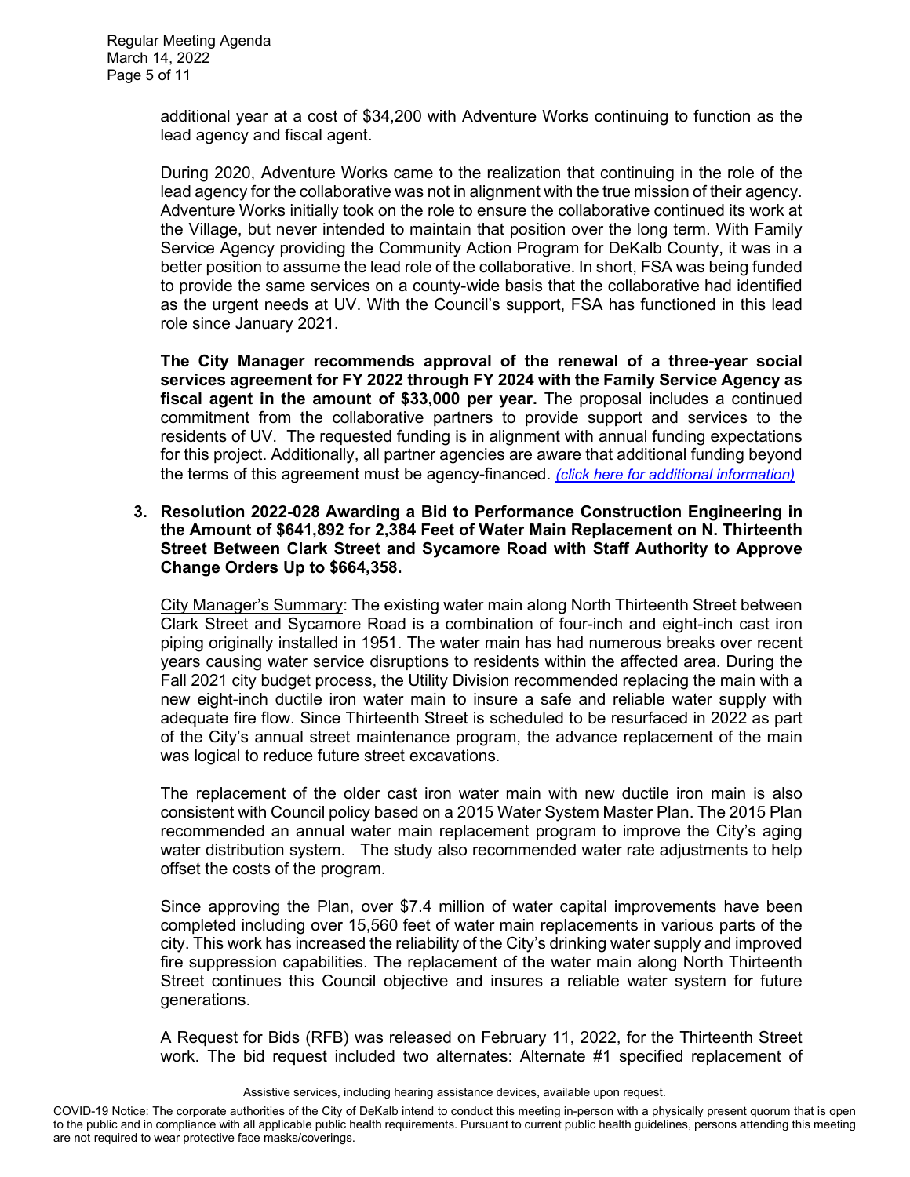additional year at a cost of $34,200 with Adventure Works continuing to function as the lead agency and fiscal agent.

During 2020, Adventure Works came to the realization that continuing in the role of the lead agency for the collaborative was not in alignment with the true mission of their agency. Adventure Works initially took on the role to ensure the collaborative continued its work at the Village, but never intended to maintain that position over the long term. With Family Service Agency providing the Community Action Program for DeKalb County, it was in a better position to assume the lead role of the collaborative. In short, FSA was being funded to provide the same services on a county-wide basis that the collaborative had identified as the urgent needs at UV. With the Council's support, FSA has functioned in this lead role since January 2021.

**The City Manager recommends approval of the renewal of a three-year social services agreement for FY 2022 through FY 2024 with the Family Service Agency as fiscal agent in the amount of $33,000 per year.** The proposal includes a continued commitment from the collaborative partners to provide support and services to the residents of UV. The requested funding is in alignment with annual funding expectations for this project. Additionally, all partner agencies are aware that additional funding beyond the terms of this agreement must be agency-financed. *(click here for additional information)*

**3. Resolution 2022-028 Awarding a Bid to Performance Construction Engineering in the Amount of $641,892 for 2,384 Feet of Water Main Replacement on N. Thirteenth Street Between Clark Street and Sycamore Road with Staff Authority to Approve Change Orders Up to $664,358.**

City Manager's Summary: The existing water main along North Thirteenth Street between Clark Street and Sycamore Road is a combination of four-inch and eight-inch cast iron piping originally installed in 1951. The water main has had numerous breaks over recent years causing water service disruptions to residents within the affected area. During the Fall 2021 city budget process, the Utility Division recommended replacing the main with a new eight-inch ductile iron water main to insure a safe and reliable water supply with adequate fire flow. Since Thirteenth Street is scheduled to be resurfaced in 2022 as part of the City's annual street maintenance program, the advance replacement of the main was logical to reduce future street excavations.

The replacement of the older cast iron water main with new ductile iron main is also consistent with Council policy based on a 2015 Water System Master Plan. The 2015 Plan recommended an annual water main replacement program to improve the City's aging water distribution system. The study also recommended water rate adjustments to help offset the costs of the program.

Since approving the Plan, over $7.4 million of water capital improvements have been completed including over 15,560 feet of water main replacements in various parts of the city. This work has increased the reliability of the City's drinking water supply and improved fire suppression capabilities. The replacement of the water main along North Thirteenth Street continues this Council objective and insures a reliable water system for future generations.

A Request for Bids (RFB) was released on February 11, 2022, for the Thirteenth Street work. The bid request included two alternates: Alternate #1 specified replacement of

Assistive services, including hearing assistance devices, available upon request.

COVID-19 Notice: The corporate authorities of the City of DeKalb intend to conduct this meeting in-person with a physically present quorum that is open to the public and in compliance with all applicable public health requirements. Pursuant to current public health guidelines, persons attending this meeting are not required to wear protective face masks/coverings.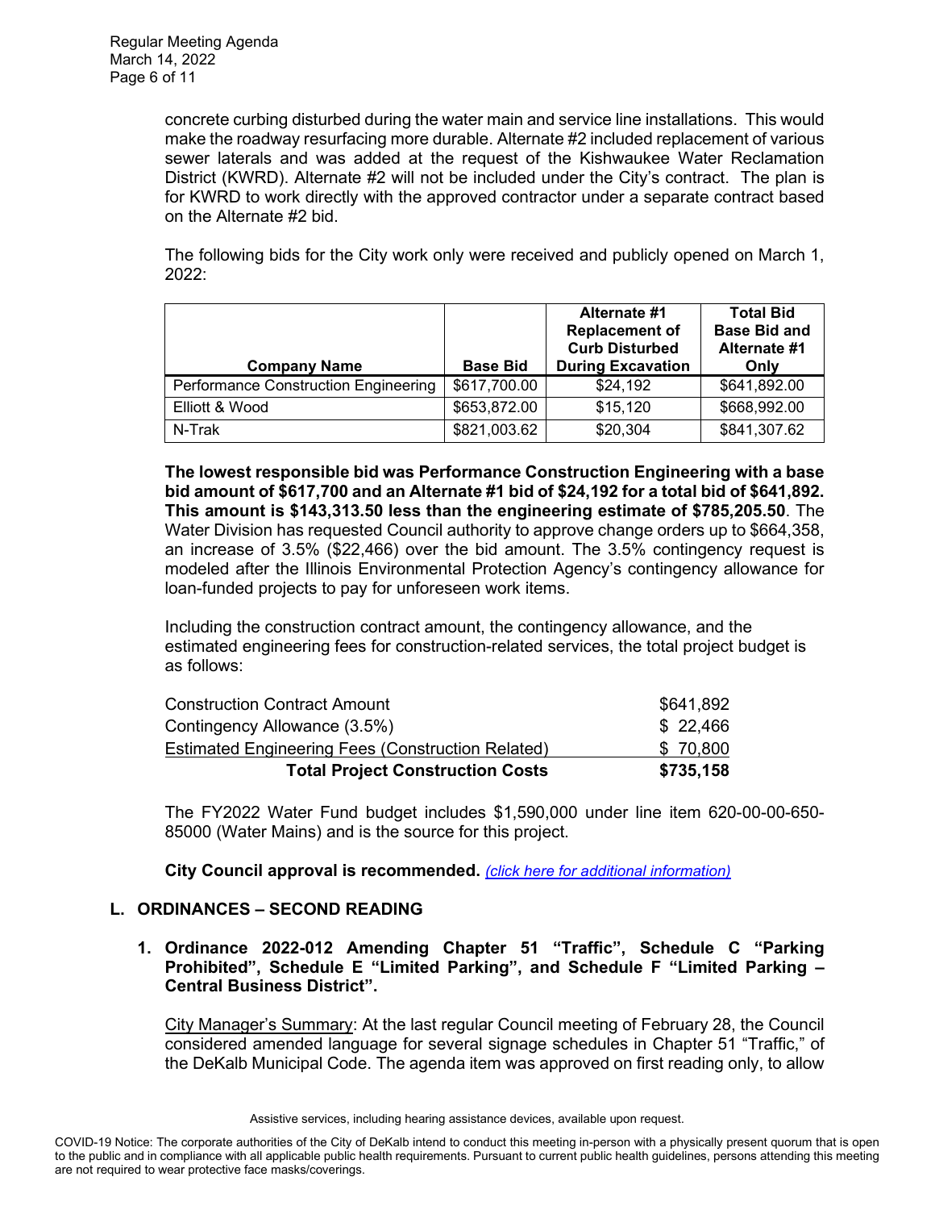concrete curbing disturbed during the water main and service line installations. This would make the roadway resurfacing more durable. Alternate #2 included replacement of various sewer laterals and was added at the request of the Kishwaukee Water Reclamation District (KWRD). Alternate #2 will not be included under the City's contract. The plan is for KWRD to work directly with the approved contractor under a separate contract based on the Alternate #2 bid.

The following bids for the City work only were received and publicly opened on March 1, 2022:

| Company Name | Base Bid | Alternate #1 Replacement of Curb Disturbed During Excavation | Total Bid Base Bid and Alternate #1 Only |
|---|---|---|---|
| Performance Construction Engineering | $617,700.00 | $24,192 | $641,892.00 |
| Elliott & Wood | $653,872.00 | $15,120 | $668,992.00 |
| N-Trak | $821,003.62 | $20,304 | $841,307.62 |

**The lowest responsible bid was Performance Construction Engineering with a base bid amount of $617,700 and an Alternate #1 bid of $24,192 for a total bid of $641,892. This amount is $143,313.50 less than the engineering estimate of $785,205.50**. The Water Division has requested Council authority to approve change orders up to $664,358, an increase of 3.5% ($22,466) over the bid amount. The 3.5% contingency request is modeled after the Illinois Environmental Protection Agency's contingency allowance for loan-funded projects to pay for unforeseen work items.

Including the construction contract amount, the contingency allowance, and the estimated engineering fees for construction-related services, the total project budget is as follows:

| | |
|---|---|
| Construction Contract Amount | $641,892 |
| Contingency Allowance (3.5%) | $ 22,466 |
| Estimated Engineering Fees (Construction Related) | $ 70,800 |
| **Total Project Construction Costs** | **$735,158** |

The FY2022 Water Fund budget includes $1,590,000 under line item 620-00-00-650-85000 (Water Mains) and is the source for this project.

**City Council approval is recommended.** *(click here for additional information)*

## L. ORDINANCES – SECOND READING

**1. Ordinance 2022-012 Amending Chapter 51 "Traffic", Schedule C "Parking Prohibited", Schedule E "Limited Parking", and Schedule F "Limited Parking – Central Business District".**

City Manager's Summary: At the last regular Council meeting of February 28, the Council considered amended language for several signage schedules in Chapter 51 "Traffic," of the DeKalb Municipal Code. The agenda item was approved on first reading only, to allow

Assistive services, including hearing assistance devices, available upon request.

COVID-19 Notice: The corporate authorities of the City of DeKalb intend to conduct this meeting in-person with a physically present quorum that is open to the public and in compliance with all applicable public health requirements. Pursuant to current public health guidelines, persons attending this meeting are not required to wear protective face masks/coverings.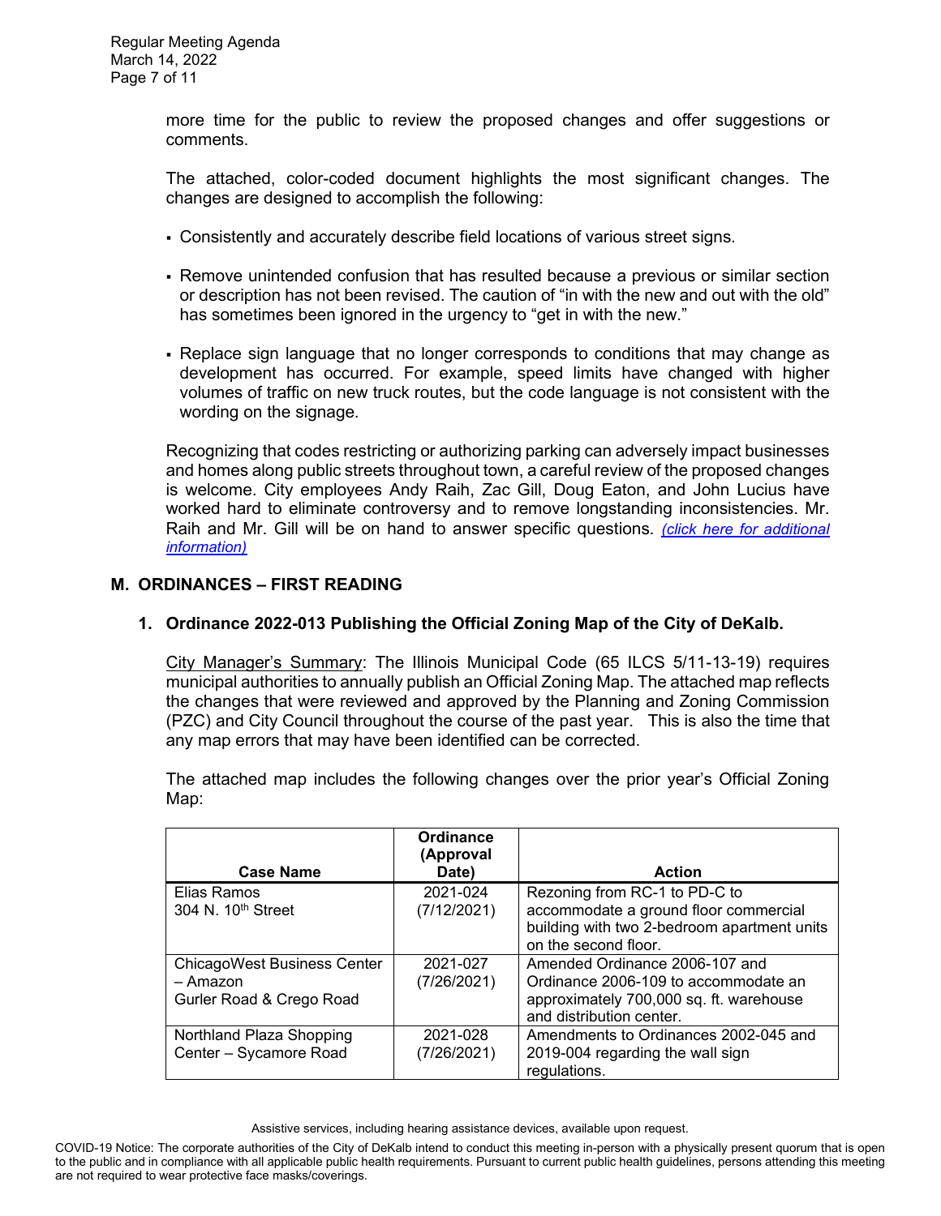more time for the public to review the proposed changes and offer suggestions or comments.

The attached, color-coded document highlights the most significant changes. The changes are designed to accomplish the following:

- Consistently and accurately describe field locations of various street signs.
- Remove unintended confusion that has resulted because a previous or similar section or description has not been revised. The caution of "in with the new and out with the old" has sometimes been ignored in the urgency to "get in with the new."
- Replace sign language that no longer corresponds to conditions that may change as development has occurred. For example, speed limits have changed with higher volumes of traffic on new truck routes, but the code language is not consistent with the wording on the signage.

Recognizing that codes restricting or authorizing parking can adversely impact businesses and homes along public streets throughout town, a careful review of the proposed changes is welcome. City employees Andy Raih, Zac Gill, Doug Eaton, and John Lucius have worked hard to eliminate controversy and to remove longstanding inconsistencies. Mr. Raih and Mr. Gill will be on hand to answer specific questions. *(click here for additional information)*

## M. ORDINANCES – FIRST READING

### 1. Ordinance 2022-013 Publishing the Official Zoning Map of the City of DeKalb.

City Manager's Summary: The Illinois Municipal Code (65 ILCS 5/11-13-19) requires municipal authorities to annually publish an Official Zoning Map. The attached map reflects the changes that were reviewed and approved by the Planning and Zoning Commission (PZC) and City Council throughout the course of the past year. This is also the time that any map errors that may have been identified can be corrected.

The attached map includes the following changes over the prior year's Official Zoning Map:

| Case Name | Ordinance (Approval Date) | Action |
|---|---|---|
| Elias Ramos<br>304 N. 10th Street | 2021-024<br>(7/12/2021) | Rezoning from RC-1 to PD-C to accommodate a ground floor commercial building with two 2-bedroom apartment units on the second floor. |
| ChicagoWest Business Center – Amazon<br>Gurler Road & Crego Road | 2021-027<br>(7/26/2021) | Amended Ordinance 2006-107 and Ordinance 2006-109 to accommodate an approximately 700,000 sq. ft. warehouse and distribution center. |
| Northland Plaza Shopping Center – Sycamore Road | 2021-028<br>(7/26/2021) | Amendments to Ordinances 2002-045 and 2019-004 regarding the wall sign regulations. |

Assistive services, including hearing assistance devices, available upon request.

COVID-19 Notice: The corporate authorities of the City of DeKalb intend to conduct this meeting in-person with a physically present quorum that is open to the public and in compliance with all applicable public health requirements. Pursuant to current public health guidelines, persons attending this meeting are not required to wear protective face masks/coverings.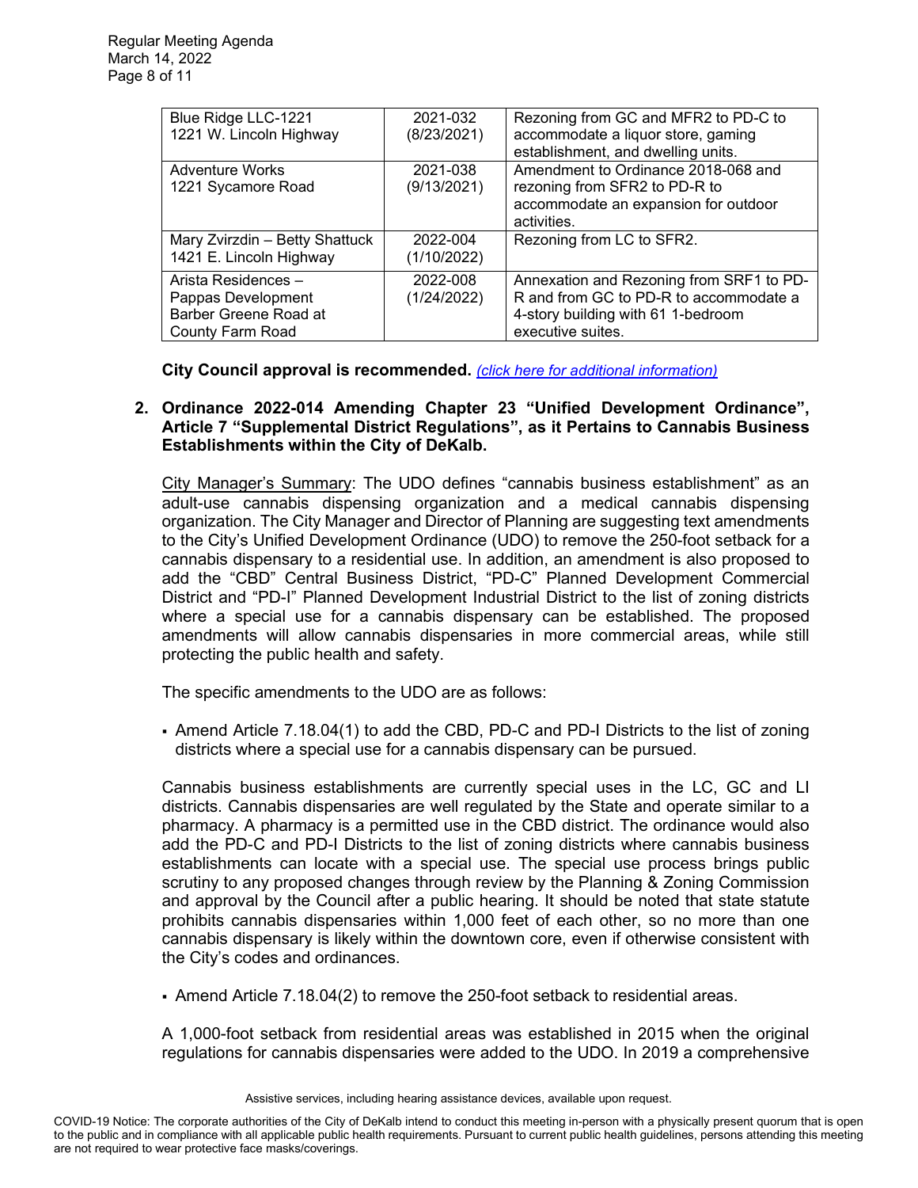| | | |
|---|---|---|
| Blue Ridge LLC-1221<br>1221 W. Lincoln Highway | 2021-032<br>(8/23/2021) | Rezoning from GC and MFR2 to PD-C to accommodate a liquor store, gaming establishment, and dwelling units. |
| Adventure Works<br>1221 Sycamore Road | 2021-038<br>(9/13/2021) | Amendment to Ordinance 2018-068 and rezoning from SFR2 to PD-R to accommodate an expansion for outdoor activities. |
| Mary Zvirzdin – Betty Shattuck<br>1421 E. Lincoln Highway | 2022-004<br>(1/10/2022) | Rezoning from LC to SFR2. |
| Arista Residences – Pappas Development<br>Barber Greene Road at County Farm Road | 2022-008<br>(1/24/2022) | Annexation and Rezoning from SRF1 to PD-R and from GC to PD-R to accommodate a 4-story building with 61 1-bedroom executive suites. |

**City Council approval is recommended.** *(click here for additional information)*

**2. Ordinance 2022-014 Amending Chapter 23 "Unified Development Ordinance", Article 7 "Supplemental District Regulations", as it Pertains to Cannabis Business Establishments within the City of DeKalb.**

City Manager's Summary: The UDO defines "cannabis business establishment" as an adult-use cannabis dispensing organization and a medical cannabis dispensing organization. The City Manager and Director of Planning are suggesting text amendments to the City's Unified Development Ordinance (UDO) to remove the 250-foot setback for a cannabis dispensary to a residential use. In addition, an amendment is also proposed to add the "CBD" Central Business District, "PD-C" Planned Development Commercial District and "PD-I" Planned Development Industrial District to the list of zoning districts where a special use for a cannabis dispensary can be established. The proposed amendments will allow cannabis dispensaries in more commercial areas, while still protecting the public health and safety.

The specific amendments to the UDO are as follows:

- Amend Article 7.18.04(1) to add the CBD, PD-C and PD-I Districts to the list of zoning districts where a special use for a cannabis dispensary can be pursued.

Cannabis business establishments are currently special uses in the LC, GC and LI districts. Cannabis dispensaries are well regulated by the State and operate similar to a pharmacy. A pharmacy is a permitted use in the CBD district. The ordinance would also add the PD-C and PD-I Districts to the list of zoning districts where cannabis business establishments can locate with a special use. The special use process brings public scrutiny to any proposed changes through review by the Planning & Zoning Commission and approval by the Council after a public hearing. It should be noted that state statute prohibits cannabis dispensaries within 1,000 feet of each other, so no more than one cannabis dispensary is likely within the downtown core, even if otherwise consistent with the City's codes and ordinances.

- Amend Article 7.18.04(2) to remove the 250-foot setback to residential areas.

A 1,000-foot setback from residential areas was established in 2015 when the original regulations for cannabis dispensaries were added to the UDO. In 2019 a comprehensive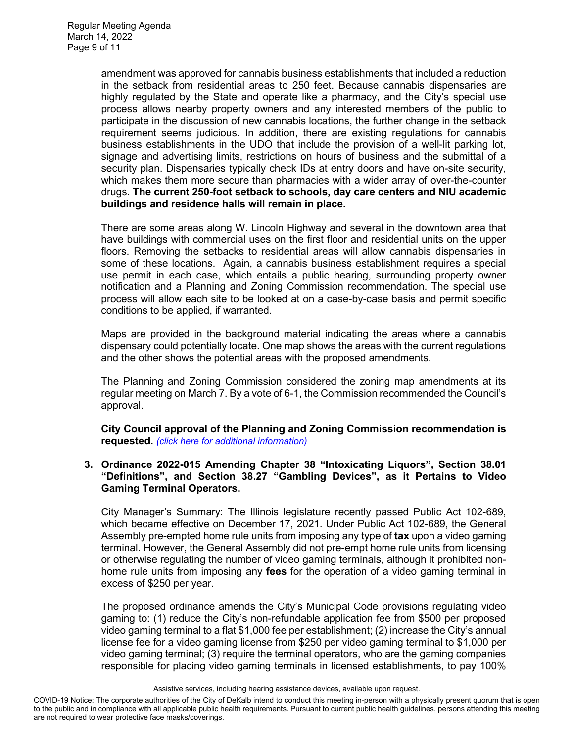amendment was approved for cannabis business establishments that included a reduction in the setback from residential areas to 250 feet. Because cannabis dispensaries are highly regulated by the State and operate like a pharmacy, and the City's special use process allows nearby property owners and any interested members of the public to participate in the discussion of new cannabis locations, the further change in the setback requirement seems judicious. In addition, there are existing regulations for cannabis business establishments in the UDO that include the provision of a well-lit parking lot, signage and advertising limits, restrictions on hours of business and the submittal of a security plan. Dispensaries typically check IDs at entry doors and have on-site security, which makes them more secure than pharmacies with a wider array of over-the-counter drugs. **The current 250-foot setback to schools, day care centers and NIU academic buildings and residence halls will remain in place.**

There are some areas along W. Lincoln Highway and several in the downtown area that have buildings with commercial uses on the first floor and residential units on the upper floors. Removing the setbacks to residential areas will allow cannabis dispensaries in some of these locations. Again, a cannabis business establishment requires a special use permit in each case, which entails a public hearing, surrounding property owner notification and a Planning and Zoning Commission recommendation. The special use process will allow each site to be looked at on a case-by-case basis and permit specific conditions to be applied, if warranted.

Maps are provided in the background material indicating the areas where a cannabis dispensary could potentially locate. One map shows the areas with the current regulations and the other shows the potential areas with the proposed amendments.

The Planning and Zoning Commission considered the zoning map amendments at its regular meeting on March 7. By a vote of 6-1, the Commission recommended the Council's approval.

**City Council approval of the Planning and Zoning Commission recommendation is requested.** *(click here for additional information)*

**3. Ordinance 2022-015 Amending Chapter 38 "Intoxicating Liquors", Section 38.01 "Definitions", and Section 38.27 "Gambling Devices", as it Pertains to Video Gaming Terminal Operators.**

City Manager's Summary: The Illinois legislature recently passed Public Act 102-689, which became effective on December 17, 2021. Under Public Act 102-689, the General Assembly pre-empted home rule units from imposing any type of **tax** upon a video gaming terminal. However, the General Assembly did not pre-empt home rule units from licensing or otherwise regulating the number of video gaming terminals, although it prohibited non-home rule units from imposing any **fees** for the operation of a video gaming terminal in excess of $250 per year.

The proposed ordinance amends the City's Municipal Code provisions regulating video gaming to: (1) reduce the City's non-refundable application fee from $500 per proposed video gaming terminal to a flat $1,000 fee per establishment; (2) increase the City's annual license fee for a video gaming license from $250 per video gaming terminal to $1,000 per video gaming terminal; (3) require the terminal operators, who are the gaming companies responsible for placing video gaming terminals in licensed establishments, to pay 100%

Assistive services, including hearing assistance devices, available upon request.

COVID-19 Notice: The corporate authorities of the City of DeKalb intend to conduct this meeting in-person with a physically present quorum that is open to the public and in compliance with all applicable public health requirements. Pursuant to current public health guidelines, persons attending this meeting are not required to wear protective face masks/coverings.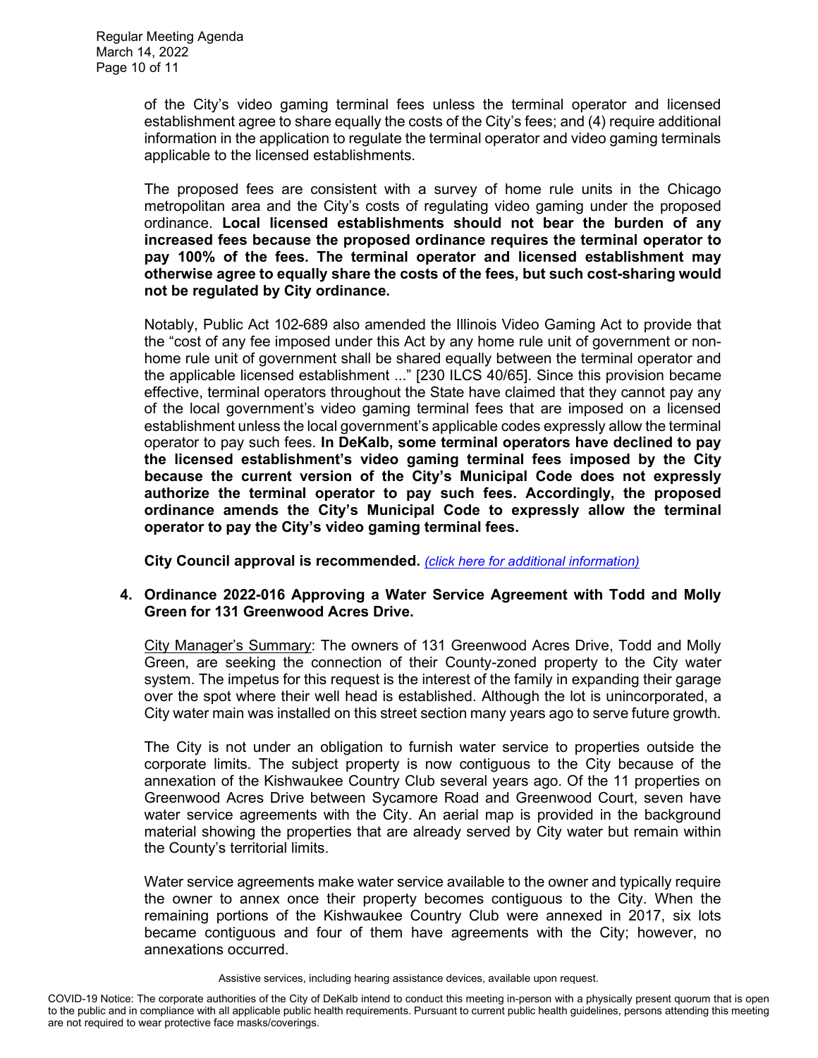of the City's video gaming terminal fees unless the terminal operator and licensed establishment agree to share equally the costs of the City's fees; and (4) require additional information in the application to regulate the terminal operator and video gaming terminals applicable to the licensed establishments.

The proposed fees are consistent with a survey of home rule units in the Chicago metropolitan area and the City's costs of regulating video gaming under the proposed ordinance. **Local licensed establishments should not bear the burden of any increased fees because the proposed ordinance requires the terminal operator to pay 100% of the fees. The terminal operator and licensed establishment may otherwise agree to equally share the costs of the fees, but such cost-sharing would not be regulated by City ordinance.**

Notably, Public Act 102-689 also amended the Illinois Video Gaming Act to provide that the "cost of any fee imposed under this Act by any home rule unit of government or non-home rule unit of government shall be shared equally between the terminal operator and the applicable licensed establishment ..." [230 ILCS 40/65]. Since this provision became effective, terminal operators throughout the State have claimed that they cannot pay any of the local government's video gaming terminal fees that are imposed on a licensed establishment unless the local government's applicable codes expressly allow the terminal operator to pay such fees. **In DeKalb, some terminal operators have declined to pay the licensed establishment's video gaming terminal fees imposed by the City because the current version of the City's Municipal Code does not expressly authorize the terminal operator to pay such fees. Accordingly, the proposed ordinance amends the City's Municipal Code to expressly allow the terminal operator to pay the City's video gaming terminal fees.**

**City Council approval is recommended.** *(click here for additional information)*

**4. Ordinance 2022-016 Approving a Water Service Agreement with Todd and Molly Green for 131 Greenwood Acres Drive.**

City Manager's Summary: The owners of 131 Greenwood Acres Drive, Todd and Molly Green, are seeking the connection of their County-zoned property to the City water system. The impetus for this request is the interest of the family in expanding their garage over the spot where their well head is established. Although the lot is unincorporated, a City water main was installed on this street section many years ago to serve future growth.

The City is not under an obligation to furnish water service to properties outside the corporate limits. The subject property is now contiguous to the City because of the annexation of the Kishwaukee Country Club several years ago. Of the 11 properties on Greenwood Acres Drive between Sycamore Road and Greenwood Court, seven have water service agreements with the City. An aerial map is provided in the background material showing the properties that are already served by City water but remain within the County's territorial limits.

Water service agreements make water service available to the owner and typically require the owner to annex once their property becomes contiguous to the City. When the remaining portions of the Kishwaukee Country Club were annexed in 2017, six lots became contiguous and four of them have agreements with the City; however, no annexations occurred.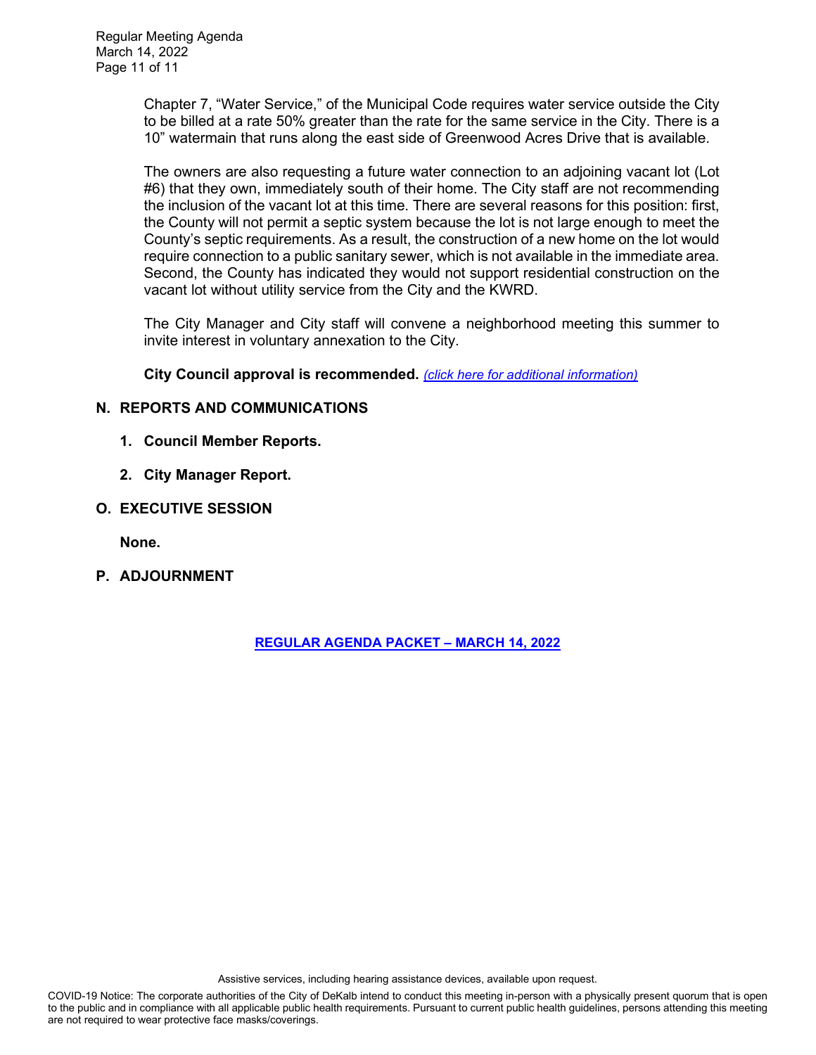Chapter 7, "Water Service," of the Municipal Code requires water service outside the City to be billed at a rate 50% greater than the rate for the same service in the City. There is a 10" watermain that runs along the east side of Greenwood Acres Drive that is available.

The owners are also requesting a future water connection to an adjoining vacant lot (Lot #6) that they own, immediately south of their home. The City staff are not recommending the inclusion of the vacant lot at this time. There are several reasons for this position: first, the County will not permit a septic system because the lot is not large enough to meet the County's septic requirements. As a result, the construction of a new home on the lot would require connection to a public sanitary sewer, which is not available in the immediate area. Second, the County has indicated they would not support residential construction on the vacant lot without utility service from the City and the KWRD.

The City Manager and City staff will convene a neighborhood meeting this summer to invite interest in voluntary annexation to the City.

**City Council approval is recommended.** *(click here for additional information)*

## N. REPORTS AND COMMUNICATIONS

1. **Council Member Reports.**
2. **City Manager Report.**

## O. EXECUTIVE SESSION

**None.**

## P. ADJOURNMENT

**REGULAR AGENDA PACKET – MARCH 14, 2022**

Assistive services, including hearing assistance devices, available upon request.

COVID-19 Notice: The corporate authorities of the City of DeKalb intend to conduct this meeting in-person with a physically present quorum that is open to the public and in compliance with all applicable public health requirements. Pursuant to current public health guidelines, persons attending this meeting are not required to wear protective face masks/coverings.